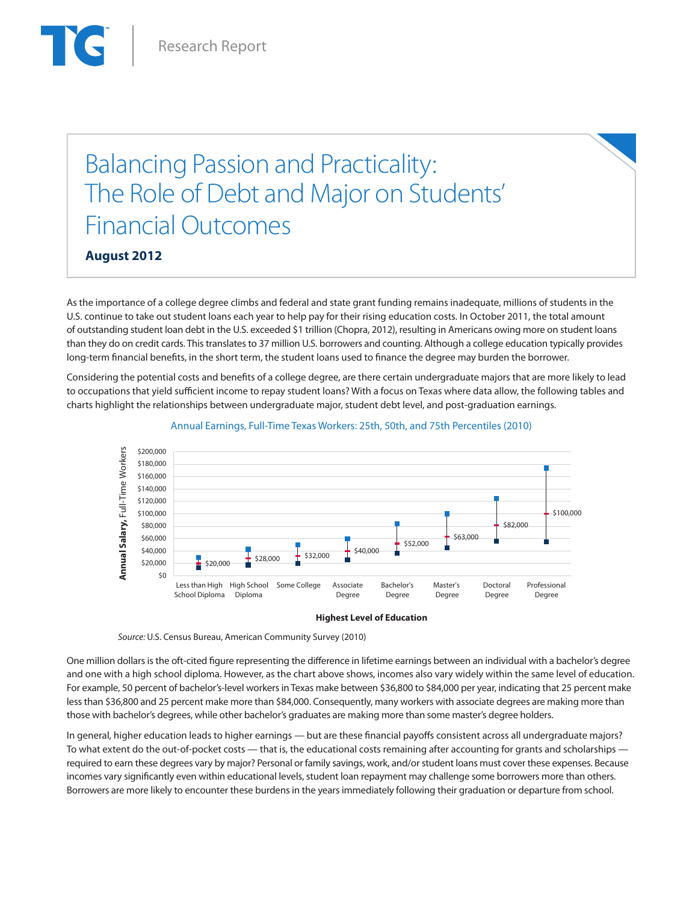TG Research Report

# Balancing Passion and Practicality: The Role of Debt and Major on Students' Financial Outcomes

**August 2012**

As the importance of a college degree climbs and federal and state grant funding remains inadequate, millions of students in the U.S. continue to take out student loans each year to help pay for their rising education costs. In October 2011, the total amount of outstanding student loan debt in the U.S. exceeded $1 trillion (Chopra, 2012), resulting in Americans owing more on student loans than they do on credit cards. This translates to 37 million U.S. borrowers and counting. Although a college education typically provides long-term financial benefits, in the short term, the student loans used to finance the degree may burden the borrower.

Considering the potential costs and benefits of a college degree, are there certain undergraduate majors that are more likely to lead to occupations that yield sufficient income to repay student loans? With a focus on Texas where data allow, the following tables and charts highlight the relationships between undergraduate major, student debt level, and post-graduation earnings.

Annual Earnings, Full-Time Texas Workers: 25th, 50th, and 75th Percentiles (2010)

| Highest Level of Education | Median Annual Salary |
|---|---|
| Less than High School Diploma | $20,000 |
| High School Diploma | $28,000 |
| Some College | $32,000 |
| Associate Degree | $40,000 |
| Bachelor's Degree | $52,000 |
| Master's Degree | $63,000 |
| Doctoral Degree | $82,000 |
| Professional Degree | $100,000 |

*Source:* U.S. Census Bureau, American Community Survey (2010)

One million dollars is the oft-cited figure representing the difference in lifetime earnings between an individual with a bachelor's degree and one with a high school diploma. However, as the chart above shows, incomes also vary widely within the same level of education. For example, 50 percent of bachelor's-level workers in Texas make between $36,800 to $84,000 per year, indicating that 25 percent make less than $36,800 and 25 percent make more than $84,000. Consequently, many workers with associate degrees are making more than those with bachelor's degrees, while other bachelor's graduates are making more than some master's degree holders.

In general, higher education leads to higher earnings — but are these financial payoffs consistent across all undergraduate majors? To what extent do the out-of-pocket costs — that is, the educational costs remaining after accounting for grants and scholarships — required to earn these degrees vary by major? Personal or family savings, work, and/or student loans must cover these expenses. Because incomes vary significantly even within educational levels, student loan repayment may challenge some borrowers more than others. Borrowers are more likely to encounter these burdens in the years immediately following their graduation or departure from school.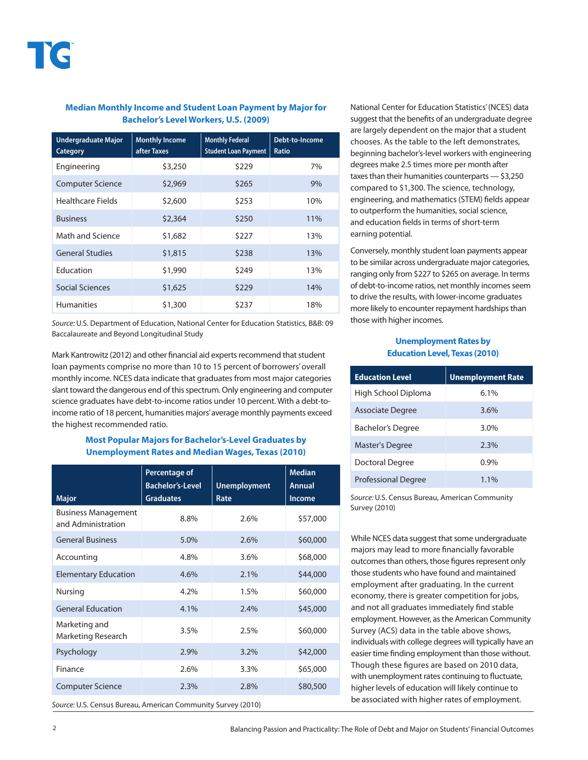### Median Monthly Income and Student Loan Payment by Major for Bachelor's Level Workers, U.S. (2009)

| Undergraduate Major Category | Monthly Income after Taxes | Monthly Federal Student Loan Payment | Debt-to-Income Ratio |
|---|---|---|---|
| Engineering | $3,250 | $229 | 7% |
| Computer Science | $2,969 | $265 | 9% |
| Healthcare Fields | $2,600 | $253 | 10% |
| Business | $2,364 | $250 | 11% |
| Math and Science | $1,682 | $227 | 13% |
| General Studies | $1,815 | $238 | 13% |
| Education | $1,990 | $249 | 13% |
| Social Sciences | $1,625 | $229 | 14% |
| Humanities | $1,300 | $237 | 18% |

*Source:* U.S. Department of Education, National Center for Education Statistics, B&B: 09 Baccalaureate and Beyond Longitudinal Study

Mark Kantrowitz (2012) and other financial aid experts recommend that student loan payments comprise no more than 10 to 15 percent of borrowers' overall monthly income. NCES data indicate that graduates from most major categories slant toward the dangerous end of this spectrum. Only engineering and computer science graduates have debt-to-income ratios under 10 percent. With a debt-to-income ratio of 18 percent, humanities majors' average monthly payments exceed the highest recommended ratio.

### Most Popular Majors for Bachelor's-Level Graduates by Unemployment Rates and Median Wages, Texas (2010)

| Major | Percentage of Bachelor's-Level Graduates | Unemployment Rate | Median Annual Income |
|---|---|---|---|
| Business Management and Administration | 8.8% | 2.6% | $57,000 |
| General Business | 5.0% | 2.6% | $60,000 |
| Accounting | 4.8% | 3.6% | $68,000 |
| Elementary Education | 4.6% | 2.1% | $44,000 |
| Nursing | 4.2% | 1.5% | $60,000 |
| General Education | 4.1% | 2.4% | $45,000 |
| Marketing and Marketing Research | 3.5% | 2.5% | $60,000 |
| Psychology | 2.9% | 3.2% | $42,000 |
| Finance | 2.6% | 3.3% | $65,000 |
| Computer Science | 2.3% | 2.8% | $80,500 |

*Source:* U.S. Census Bureau, American Community Survey (2010)

National Center for Education Statistics' (NCES) data suggest that the benefits of an undergraduate degree are largely dependent on the major that a student chooses. As the table to the left demonstrates, beginning bachelor's-level workers with engineering degrees make 2.5 times more per month after taxes than their humanities counterparts — $3,250 compared to $1,300. The science, technology, engineering, and mathematics (STEM) fields appear to outperform the humanities, social science, and education fields in terms of short-term earning potential.

Conversely, monthly student loan payments appear to be similar across undergraduate major categories, ranging only from $227 to $265 on average. In terms of debt-to-income ratios, net monthly incomes seem to drive the results, with lower-income graduates more likely to encounter repayment hardships than those with higher incomes.

### Unemployment Rates by Education Level, Texas (2010)

| Education Level | Unemployment Rate |
|---|---|
| High School Diploma | 6.1% |
| Associate Degree | 3.6% |
| Bachelor's Degree | 3.0% |
| Master's Degree | 2.3% |
| Doctoral Degree | 0.9% |
| Professional Degree | 1.1% |

*Source:* U.S. Census Bureau, American Community Survey (2010)

While NCES data suggest that some undergraduate majors may lead to more financially favorable outcomes than others, those figures represent only those students who have found and maintained employment after graduating. In the current economy, there is greater competition for jobs, and not all graduates immediately find stable employment. However, as the American Community Survey (ACS) data in the table above shows, individuals with college degrees will typically have an easier time finding employment than those without. Though these figures are based on 2010 data, with unemployment rates continuing to fluctuate, higher levels of education will likely continue to be associated with higher rates of employment.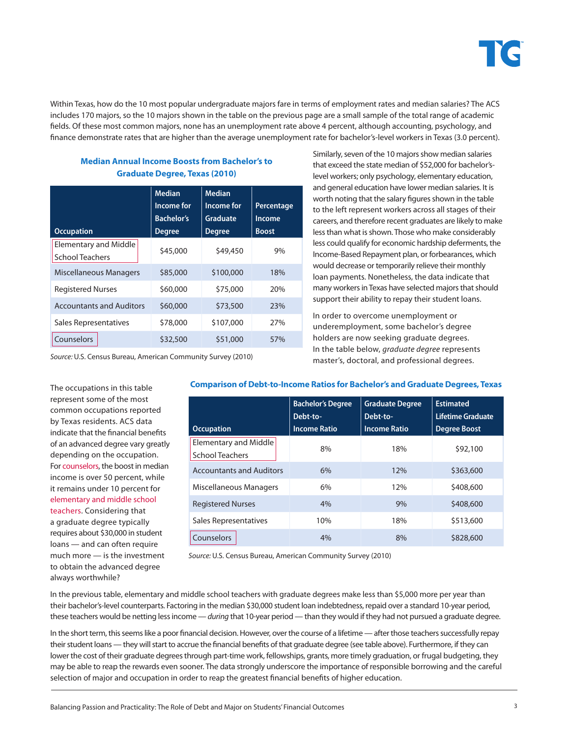Within Texas, how do the 10 most popular undergraduate majors fare in terms of employment rates and median salaries? The ACS includes 170 majors, so the 10 majors shown in the table on the previous page are a small sample of the total range of academic fields. Of these most common majors, none has an unemployment rate above 4 percent, although accounting, psychology, and finance demonstrate rates that are higher than the average unemployment rate for bachelor's-level workers in Texas (3.0 percent).

Similarly, seven of the 10 majors show median salaries that exceed the state median of $52,000 for bachelor's-level workers; only psychology, elementary education, and general education have lower median salaries. It is worth noting that the salary figures shown in the table to the left represent workers across all stages of their careers, and therefore recent graduates are likely to make less than what is shown. Those who make considerably less could qualify for economic hardship deferments, the Income-Based Repayment plan, or forbearances, which would decrease or temporarily relieve their monthly loan payments. Nonetheless, the data indicate that many workers in Texas have selected majors that should support their ability to repay their student loans.

### Median Annual Income Boosts from Bachelor's to Graduate Degree, Texas (2010)

| Occupation | Median Income for Bachelor's Degree | Median Income for Graduate Degree | Percentage Income Boost |
|---|---|---|---|
| Elementary and Middle School Teachers | $45,000 | $49,450 | 9% |
| Miscellaneous Managers | $85,000 | $100,000 | 18% |
| Registered Nurses | $60,000 | $75,000 | 20% |
| Accountants and Auditors | $60,000 | $73,500 | 23% |
| Sales Representatives | $78,000 | $107,000 | 27% |
| Counselors | $32,500 | $51,000 | 57% |

*Source:* U.S. Census Bureau, American Community Survey (2010)

In order to overcome unemployment or underemployment, some bachelor's degree holders are now seeking graduate degrees. In the table below, *graduate degree* represents master's, doctoral, and professional degrees.

The occupations in this table represent some of the most common occupations reported by Texas residents. ACS data indicate that the financial benefits of an advanced degree vary greatly depending on the occupation. For counselors, the boost in median income is over 50 percent, while it remains under 10 percent for elementary and middle school teachers. Considering that a graduate degree typically requires about $30,000 in student loans — and can often require much more — is the investment to obtain the advanced degree always worthwhile?

### Comparison of Debt-to-Income Ratios for Bachelor's and Graduate Degrees, Texas

| Occupation | Bachelor's Degree Debt-to-Income Ratio | Graduate Degree Debt-to-Income Ratio | Estimated Lifetime Graduate Degree Boost |
|---|---|---|---|
| Elementary and Middle School Teachers | 8% | 18% | $92,100 |
| Accountants and Auditors | 6% | 12% | $363,600 |
| Miscellaneous Managers | 6% | 12% | $408,600 |
| Registered Nurses | 4% | 9% | $408,600 |
| Sales Representatives | 10% | 18% | $513,600 |
| Counselors | 4% | 8% | $828,600 |

*Source:* U.S. Census Bureau, American Community Survey (2010)

In the previous table, elementary and middle school teachers with graduate degrees make less than $5,000 more per year than their bachelor's-level counterparts. Factoring in the median $30,000 student loan indebtedness, repaid over a standard 10-year period, these teachers would be netting less income — *during* that 10-year period — than they would if they had not pursued a graduate degree.

In the short term, this seems like a poor financial decision. However, over the course of a lifetime — after those teachers successfully repay their student loans — they will start to accrue the financial benefits of that graduate degree (see table above). Furthermore, if they can lower the cost of their graduate degrees through part-time work, fellowships, grants, more timely graduation, or frugal budgeting, they may be able to reap the rewards even sooner. The data strongly underscore the importance of responsible borrowing and the careful selection of major and occupation in order to reap the greatest financial benefits of higher education.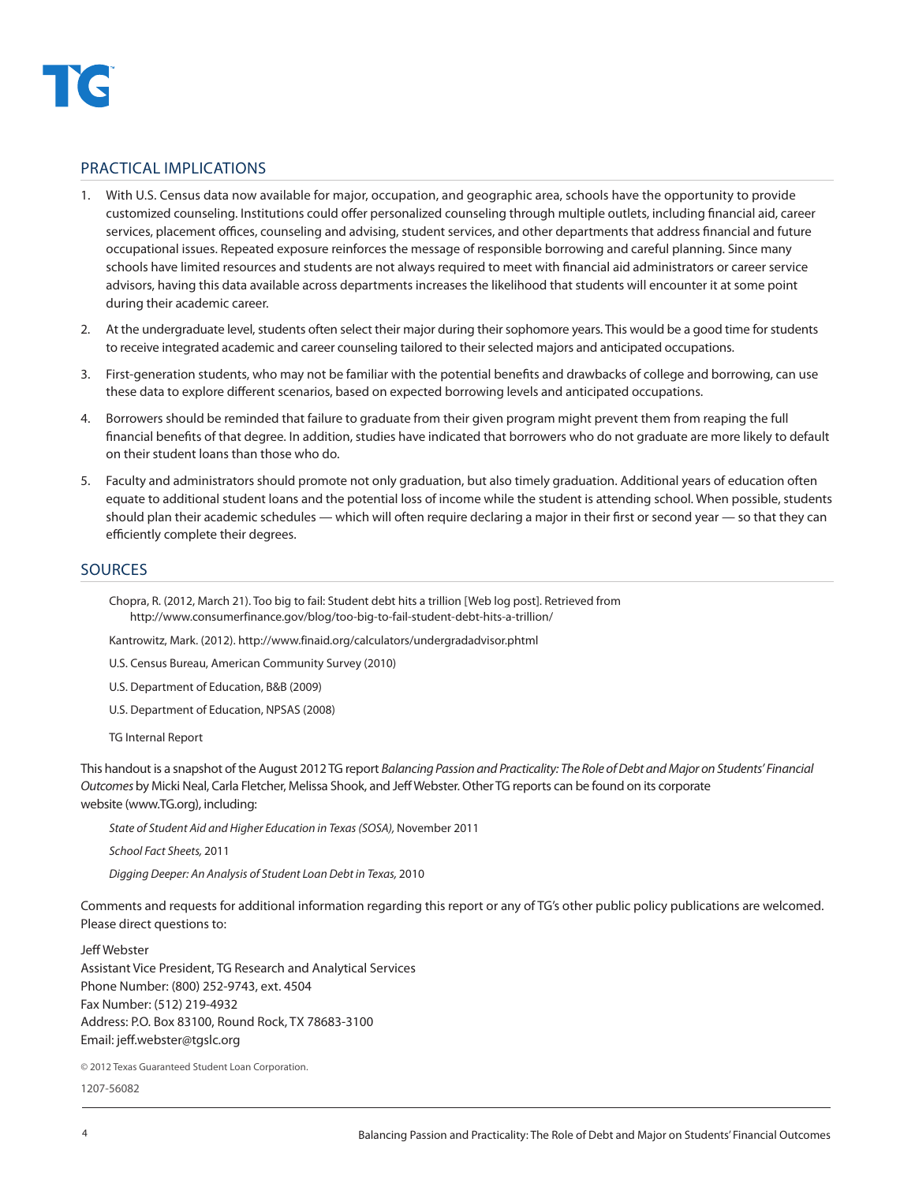## PRACTICAL IMPLICATIONS

1. With U.S. Census data now available for major, occupation, and geographic area, schools have the opportunity to provide customized counseling. Institutions could offer personalized counseling through multiple outlets, including financial aid, career services, placement offices, counseling and advising, student services, and other departments that address financial and future occupational issues. Repeated exposure reinforces the message of responsible borrowing and careful planning. Since many schools have limited resources and students are not always required to meet with financial aid administrators or career service advisors, having this data available across departments increases the likelihood that students will encounter it at some point during their academic career.
2. At the undergraduate level, students often select their major during their sophomore years. This would be a good time for students to receive integrated academic and career counseling tailored to their selected majors and anticipated occupations.
3. First-generation students, who may not be familiar with the potential benefits and drawbacks of college and borrowing, can use these data to explore different scenarios, based on expected borrowing levels and anticipated occupations.
4. Borrowers should be reminded that failure to graduate from their given program might prevent them from reaping the full financial benefits of that degree. In addition, studies have indicated that borrowers who do not graduate are more likely to default on their student loans than those who do.
5. Faculty and administrators should promote not only graduation, but also timely graduation. Additional years of education often equate to additional student loans and the potential loss of income while the student is attending school. When possible, students should plan their academic schedules — which will often require declaring a major in their first or second year — so that they can efficiently complete their degrees.

## SOURCES

Chopra, R. (2012, March 21). Too big to fail: Student debt hits a trillion [Web log post]. Retrieved from http://www.consumerfinance.gov/blog/too-big-to-fail-student-debt-hits-a-trillion/

Kantrowitz, Mark. (2012). http://www.finaid.org/calculators/undergradadvisor.phtml

U.S. Census Bureau, American Community Survey (2010)

U.S. Department of Education, B&B (2009)

U.S. Department of Education, NPSAS (2008)

TG Internal Report

This handout is a snapshot of the August 2012 TG report *Balancing Passion and Practicality: The Role of Debt and Major on Students' Financial Outcomes* by Micki Neal, Carla Fletcher, Melissa Shook, and Jeff Webster. Other TG reports can be found on its corporate website (www.TG.org), including:

*State of Student Aid and Higher Education in Texas (SOSA),* November 2011

*School Fact Sheets,* 2011

*Digging Deeper: An Analysis of Student Loan Debt in Texas,* 2010

Comments and requests for additional information regarding this report or any of TG's other public policy publications are welcomed. Please direct questions to:

Jeff Webster
Assistant Vice President, TG Research and Analytical Services
Phone Number: (800) 252-9743, ext. 4504
Fax Number: (512) 219-4932
Address: P.O. Box 83100, Round Rock, TX 78683-3100
Email: jeff.webster@tgslc.org

© 2012 Texas Guaranteed Student Loan Corporation.

1207-56082